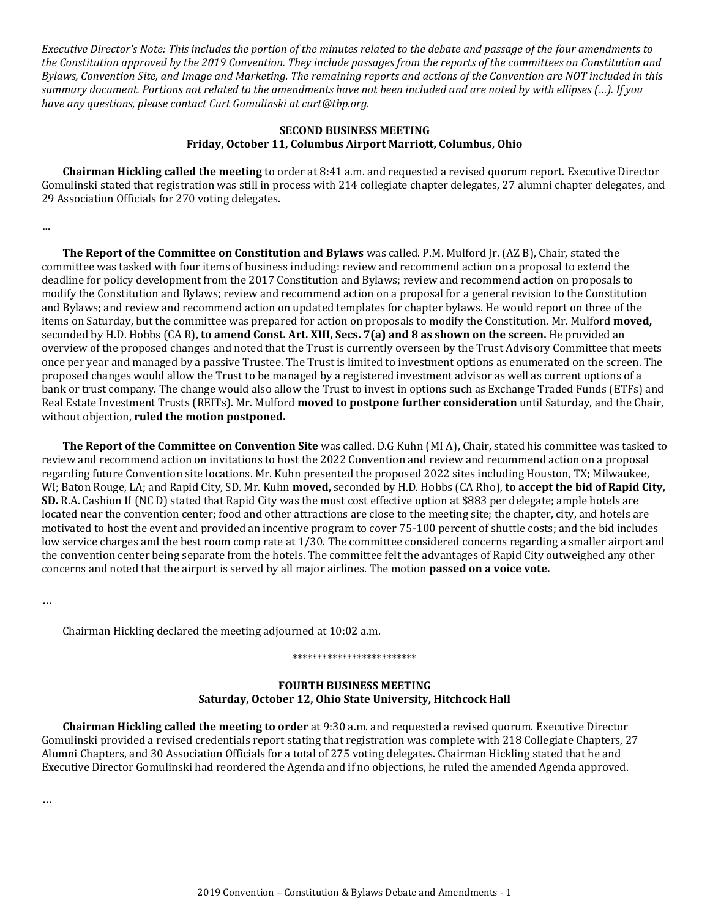*Executive Director's Note: This includes the portion of the minutes related to the debate and passage of the four amendments to the Constitution approved by the 2019 Convention. They include passages from the reports of the committees on Constitution and Bylaws, Convention Site, and Image and Marketing. The remaining reports and actions of the Convention are NOT included in this summary document. Portions not related to the amendments have not been included and are noted by with ellipses (…). If you have any questions, please contact Curt Gomulinski at curt@tbp.org.*

**SECOND BUSINESS MEETING**
**Friday, October 11, Columbus Airport Marriott, Columbus, Ohio**

**Chairman Hickling called the meeting** to order at 8:41 a.m. and requested a revised quorum report. Executive Director Gomulinski stated that registration was still in process with 214 collegiate chapter delegates, 27 alumni chapter delegates, and 29 Association Officials for 270 voting delegates.

**…**

**The Report of the Committee on Constitution and Bylaws** was called. P.M. Mulford Jr. (AZ B), Chair, stated the committee was tasked with four items of business including: review and recommend action on a proposal to extend the deadline for policy development from the 2017 Constitution and Bylaws; review and recommend action on proposals to modify the Constitution and Bylaws; review and recommend action on a proposal for a general revision to the Constitution and Bylaws; and review and recommend action on updated templates for chapter bylaws. He would report on three of the items on Saturday, but the committee was prepared for action on proposals to modify the Constitution. Mr. Mulford **moved,** seconded by H.D. Hobbs (CA R), **to amend Const. Art. XIII, Secs. 7(a) and 8 as shown on the screen.** He provided an overview of the proposed changes and noted that the Trust is currently overseen by the Trust Advisory Committee that meets once per year and managed by a passive Trustee. The Trust is limited to investment options as enumerated on the screen. The proposed changes would allow the Trust to be managed by a registered investment advisor as well as current options of a bank or trust company. The change would also allow the Trust to invest in options such as Exchange Traded Funds (ETFs) and Real Estate Investment Trusts (REITs). Mr. Mulford **moved to postpone further consideration** until Saturday, and the Chair, without objection, **ruled the motion postponed.**

**The Report of the Committee on Convention Site** was called. D.G Kuhn (MI A), Chair, stated his committee was tasked to review and recommend action on invitations to host the 2022 Convention and review and recommend action on a proposal regarding future Convention site locations. Mr. Kuhn presented the proposed 2022 sites including Houston, TX; Milwaukee, WI; Baton Rouge, LA; and Rapid City, SD. Mr. Kuhn **moved,** seconded by H.D. Hobbs (CA Rho), **to accept the bid of Rapid City, SD.** R.A. Cashion II (NC D) stated that Rapid City was the most cost effective option at $883 per delegate; ample hotels are located near the convention center; food and other attractions are close to the meeting site; the chapter, city, and hotels are motivated to host the event and provided an incentive program to cover 75-100 percent of shuttle costs; and the bid includes low service charges and the best room comp rate at 1/30. The committee considered concerns regarding a smaller airport and the convention center being separate from the hotels. The committee felt the advantages of Rapid City outweighed any other concerns and noted that the airport is served by all major airlines. The motion **passed on a voice vote.**

…

Chairman Hickling declared the meeting adjourned at 10:02 a.m.

*************************

**FOURTH BUSINESS MEETING**
**Saturday, October 12, Ohio State University, Hitchcock Hall**

**Chairman Hickling called the meeting to order** at 9:30 a.m. and requested a revised quorum. Executive Director Gomulinski provided a revised credentials report stating that registration was complete with 218 Collegiate Chapters, 27 Alumni Chapters, and 30 Association Officials for a total of 275 voting delegates. Chairman Hickling stated that he and Executive Director Gomulinski had reordered the Agenda and if no objections, he ruled the amended Agenda approved.

…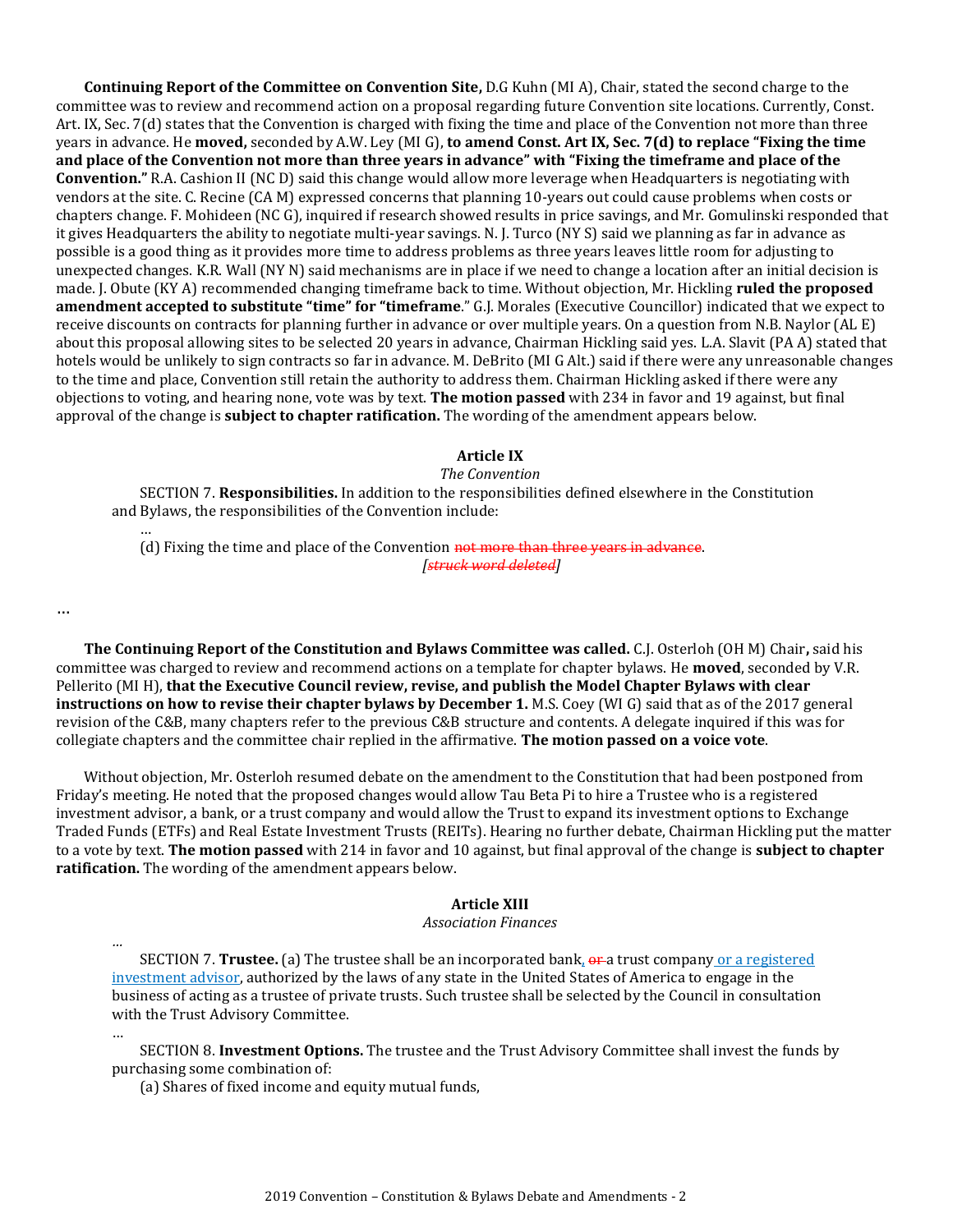**Continuing Report of the Committee on Convention Site,** D.G Kuhn (MI A), Chair, stated the second charge to the committee was to review and recommend action on a proposal regarding future Convention site locations. Currently, Const. Art. IX, Sec. 7(d) states that the Convention is charged with fixing the time and place of the Convention not more than three years in advance. He **moved,** seconded by A.W. Ley (MI G), **to amend Const. Art IX, Sec. 7(d) to replace "Fixing the time and place of the Convention not more than three years in advance" with "Fixing the timeframe and place of the Convention."** R.A. Cashion II (NC D) said this change would allow more leverage when Headquarters is negotiating with vendors at the site. C. Recine (CA M) expressed concerns that planning 10-years out could cause problems when costs or chapters change. F. Mohideen (NC G), inquired if research showed results in price savings, and Mr. Gomulinski responded that it gives Headquarters the ability to negotiate multi-year savings. N. J. Turco (NY S) said we planning as far in advance as possible is a good thing as it provides more time to address problems as three years leaves little room for adjusting to unexpected changes. K.R. Wall (NY N) said mechanisms are in place if we need to change a location after an initial decision is made. J. Obute (KY A) recommended changing timeframe back to time. Without objection, Mr. Hickling **ruled the proposed amendment accepted to substitute "time" for "timeframe**." G.J. Morales (Executive Councillor) indicated that we expect to receive discounts on contracts for planning further in advance or over multiple years. On a question from N.B. Naylor (AL E) about this proposal allowing sites to be selected 20 years in advance, Chairman Hickling said yes. L.A. Slavit (PA A) stated that hotels would be unlikely to sign contracts so far in advance. M. DeBrito (MI G Alt.) said if there were any unreasonable changes to the time and place, Convention still retain the authority to address them. Chairman Hickling asked if there were any objections to voting, and hearing none, vote was by text. **The motion passed** with 234 in favor and 19 against, but final approval of the change is **subject to chapter ratification.** The wording of the amendment appears below.

**Article IX**

*The Convention*

SECTION 7. **Responsibilities.** In addition to the responsibilities defined elsewhere in the Constitution and Bylaws, the responsibilities of the Convention include:

…

(d) Fixing the time and place of the Convention ~~not more than three years in advance~~.

*[~~struck word deleted~~]*

…

**The Continuing Report of the Constitution and Bylaws Committee was called.** C.J. Osterloh (OH M) Chair**,** said his committee was charged to review and recommend actions on a template for chapter bylaws. He **moved**, seconded by V.R. Pellerito (MI H), **that the Executive Council review, revise, and publish the Model Chapter Bylaws with clear instructions on how to revise their chapter bylaws by December 1.** M.S. Coey (WI G) said that as of the 2017 general revision of the C&B, many chapters refer to the previous C&B structure and contents. A delegate inquired if this was for collegiate chapters and the committee chair replied in the affirmative. **The motion passed on a voice vote**.

Without objection, Mr. Osterloh resumed debate on the amendment to the Constitution that had been postponed from Friday's meeting. He noted that the proposed changes would allow Tau Beta Pi to hire a Trustee who is a registered investment advisor, a bank, or a trust company and would allow the Trust to expand its investment options to Exchange Traded Funds (ETFs) and Real Estate Investment Trusts (REITs). Hearing no further debate, Chairman Hickling put the matter to a vote by text. **The motion passed** with 214 in favor and 10 against, but final approval of the change is **subject to chapter ratification.** The wording of the amendment appears below.

**Article XIII**

*Association Finances*

…

SECTION 7. **Trustee.** (a) The trustee shall be an incorporated bank, ~~or~~ a trust company or a registered investment advisor, authorized by the laws of any state in the United States of America to engage in the business of acting as a trustee of private trusts. Such trustee shall be selected by the Council in consultation with the Trust Advisory Committee.

…

SECTION 8. **Investment Options.** The trustee and the Trust Advisory Committee shall invest the funds by purchasing some combination of:

(a) Shares of fixed income and equity mutual funds,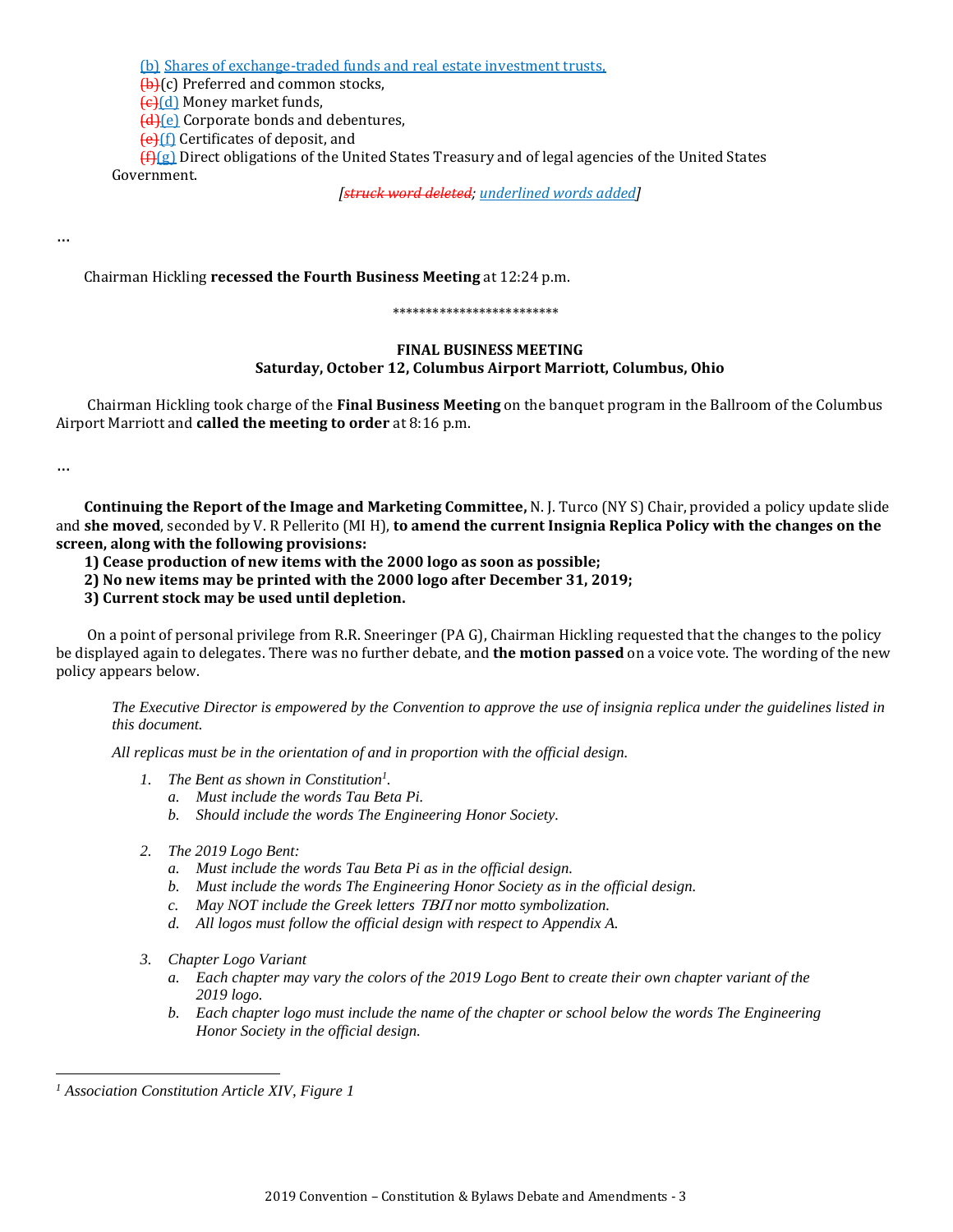(b) Shares of exchange-traded funds and real estate investment trusts,
~~(b)~~(c) Preferred and common stocks,
~~(c)~~(d) Money market funds,
~~(d)~~(e) Corporate bonds and debentures,
~~(e)~~(f) Certificates of deposit, and
~~(f)~~(g) Direct obligations of the United States Treasury and of legal agencies of the United States Government.

*[~~struck word deleted~~; underlined words added]*

…

Chairman Hickling **recessed the Fourth Business Meeting** at 12:24 p.m.

\*\*\*\*\*\*\*\*\*\*\*\*\*\*\*\*\*\*\*\*\*\*\*\*\*

**FINAL BUSINESS MEETING**
**Saturday, October 12, Columbus Airport Marriott, Columbus, Ohio**

Chairman Hickling took charge of the **Final Business Meeting** on the banquet program in the Ballroom of the Columbus Airport Marriott and **called the meeting to order** at 8:16 p.m.

…

**Continuing the Report of the Image and Marketing Committee,** N. J. Turco (NY S) Chair, provided a policy update slide and **she moved**, seconded by V. R Pellerito (MI H), **to amend the current Insignia Replica Policy with the changes on the screen, along with the following provisions:**

**1) Cease production of new items with the 2000 logo as soon as possible;**
**2) No new items may be printed with the 2000 logo after December 31, 2019;**
**3) Current stock may be used until depletion.**

On a point of personal privilege from R.R. Sneeringer (PA G), Chairman Hickling requested that the changes to the policy be displayed again to delegates. There was no further debate, and **the motion passed** on a voice vote. The wording of the new policy appears below.

*The Executive Director is empowered by the Convention to approve the use of insignia replica under the guidelines listed in this document.*

*All replicas must be in the orientation of and in proportion with the official design.*

1. *The Bent as shown in Constitution*[1].
   a. *Must include the words Tau Beta Pi.*
   b. *Should include the words The Engineering Honor Society.*

2. *The 2019 Logo Bent:*
   a. *Must include the words Tau Beta Pi as in the official design.*
   b. *Must include the words The Engineering Honor Society as in the official design.*
   c. *May NOT include the Greek letters ΤΒΠ nor motto symbolization.*
   d. *All logos must follow the official design with respect to Appendix A.*

3. *Chapter Logo Variant*
   a. *Each chapter may vary the colors of the 2019 Logo Bent to create their own chapter variant of the 2019 logo.*
   b. *Each chapter logo must include the name of the chapter or school below the words The Engineering Honor Society in the official design.*

---

[1] *Association Constitution Article XIV, Figure 1*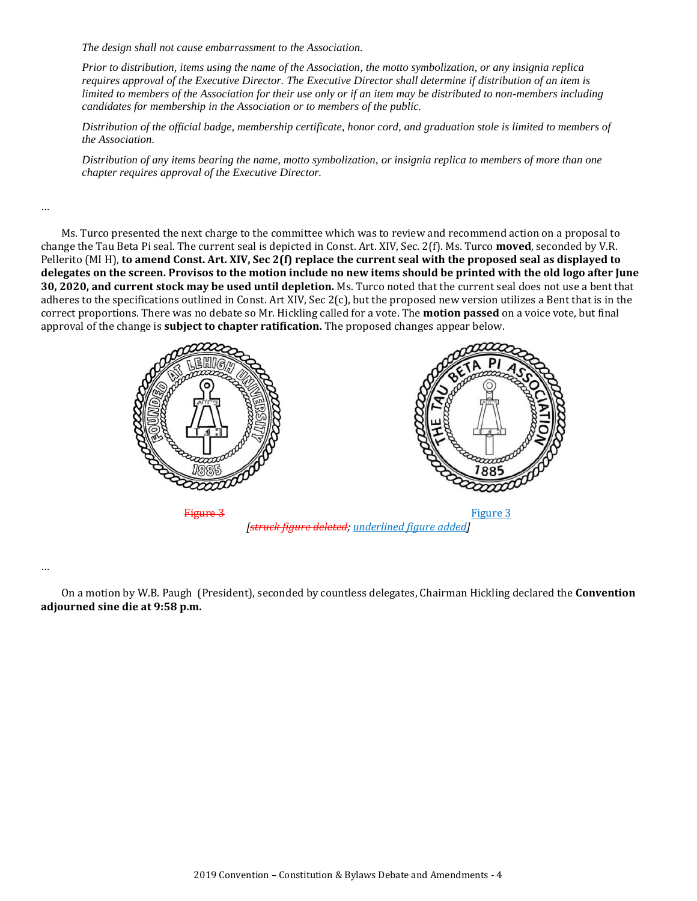*The design shall not cause embarrassment to the Association.*

*Prior to distribution, items using the name of the Association, the motto symbolization, or any insignia replica requires approval of the Executive Director. The Executive Director shall determine if distribution of an item is limited to members of the Association for their use only or if an item may be distributed to non-members including candidates for membership in the Association or to members of the public.*

*Distribution of the official badge, membership certificate, honor cord, and graduation stole is limited to members of the Association.*

*Distribution of any items bearing the name, motto symbolization, or insignia replica to members of more than one chapter requires approval of the Executive Director.*

…

Ms. Turco presented the next charge to the committee which was to review and recommend action on a proposal to change the Tau Beta Pi seal. The current seal is depicted in Const. Art. XIV, Sec. 2(f). Ms. Turco **moved**, seconded by V.R. Pellerito (MI H), **to amend Const. Art. XIV, Sec 2(f) replace the current seal with the proposed seal as displayed to delegates on the screen. Provisos to the motion include no new items should be printed with the old logo after June 30, 2020, and current stock may be used until depletion.** Ms. Turco noted that the current seal does not use a bent that adheres to the specifications outlined in Const. Art XIV, Sec 2(c), but the proposed new version utilizes a Bent that is in the correct proportions. There was no debate so Mr. Hickling called for a vote. The **motion passed** on a voice vote, but final approval of the change is **subject to chapter ratification.** The proposed changes appear below.

FOUNDED AT LEHIGH UNIVERSITY
1885

THE TAU BETA PI ASSOCIATION
1885

~~Figure 3~~ Figure 3

*[~~struck figure deleted~~; underlined figure added]*

…

On a motion by W.B. Paugh (President), seconded by countless delegates, Chairman Hickling declared the **Convention adjourned sine die at 9:58 p.m.**